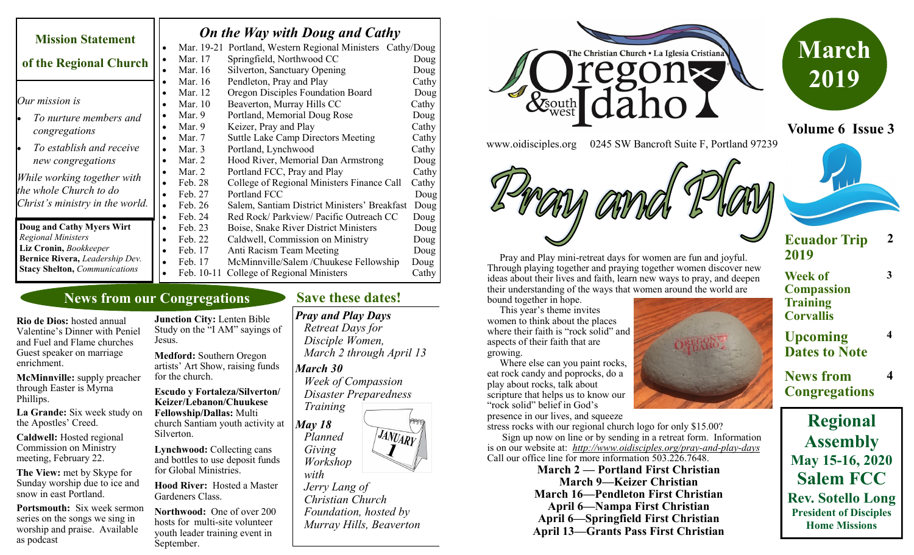## Mission Statement of the Regional Church

*Our mission is*

- *To nurture members and congregations*
- *To establish and receive new congregations*

*While working together with the whole Church to do Christ's ministry in the world.*

**Doug and Cathy Myers Wirt** *Regional Ministers*
**Liz Cronin,** *Bookkeeper*
**Bernice Rivera,** *Leadership Dev.*
**Stacy Shelton,** *Communications*

## *On the Way with Doug and Cathy*

- Mar. 19-21 Portland, Western Regional Ministers Cathy/Doug
- Mar. 17 Springfield, Northwood CC Doug
- Mar. 16 Silverton, Sanctuary Opening Doug
- Mar. 16 Pendleton, Pray and Play Cathy
- Mar. 12 Oregon Disciples Foundation Board Doug
- Mar. 10 Beaverton, Murray Hills CC Cathy
- Mar. 9 Portland, Memorial Doug Rose Doug
- Mar. 9 Keizer, Pray and Play Cathy
- Mar. 7 Suttle Lake Camp Directors Meeting Cathy
- Mar. 3 Portland, Lynchwood Cathy
- Mar. 2 Hood River, Memorial Dan Armstrong Doug
- Mar. 2 Portland FCC, Pray and Play Cathy
- Feb. 28 College of Regional Ministers Finance Call Cathy
- Feb. 27 Portland FCC Doug
- Feb. 26 Salem, Santiam District Ministers' Breakfast Doug
- Feb. 24 Red Rock/ Parkview/ Pacific Outreach CC Doug
- Feb. 23 Boise, Snake River District Ministers Doug
- Feb. 22 Caldwell, Commission on Ministry Doug
- Feb. 17 Anti Racism Team Meeting Doug
- Feb. 17 McMinnville/Salem /Chuukese Fellowship Doug
- Feb. 10-11 College of Regional Ministers Cathy

## News from our Congregations

**Rio de Dios:** hosted annual Valentine's Dinner with Peniel and Fuel and Flame churches Guest speaker on marriage enrichment.

**McMinnville:** supply preacher through Easter is Myrna Phillips.

**La Grande:** Six week study on the Apostles' Creed.

**Caldwell:** Hosted regional Commission on Ministry meeting, February 22.

**The View:** met by Skype for Sunday worship due to ice and snow in east Portland.

**Portsmouth:** Six week sermon series on the songs we sing in worship and praise. Available as podcast

**Junction City:** Lenten Bible Study on the "I AM" sayings of Jesus.

**Medford:** Southern Oregon artists' Art Show, raising funds for the church.

**Escudo y Fortaleza/Silverton/ Keizer/Lebanon/Chuukese Fellowship/Dallas:** Multi church Santiam youth activity at Silverton.

**Lynchwood:** Collecting cans and bottles to use deposit funds for Global Ministries.

**Hood River:** Hosted a Master Gardeners Class.

**Northwood:** One of over 200 hosts for multi-site volunteer youth leader training event in September.

## Save these dates!

***Pray and Play Days***
*Retreat Days for Disciple Women, March 2 through April 13*

***March 30***
*Week of Compassion Disaster Preparedness Training*

***May 18***
*Planned Giving Workshop with Jerry Lang of Christian Church Foundation, hosted by Murray Hills, Beaverton*

# The Christian Church • La Iglesia Cristiana — Oregon & southwest Idaho

www.oidisciples.org 0245 SW Bancroft Suite F, Portland 97239

# March 2019

**Volume 6 Issue 3**

# Pray and Play

Pray and Play mini-retreat days for women are fun and joyful. Through playing together and praying together women discover new ideas about their lives and faith, learn new ways to pray, and deepen their understanding of the ways that women around the world are bound together in hope.

This year's theme invites women to think about the places where their faith is "rock solid" and aspects of their faith that are growing.

Where else can you paint rocks, eat rock candy and poprocks, do a play about rocks, talk about scripture that helps us to know our "rock solid" belief in God's presence in our lives, and squeeze stress rocks with our regional church logo for only $15.00?

Sign up now on line or by sending in a retreat form. Information is on our website at: *http://www.oidisciples.org/pray-and-play-days* Call our office line for more information 503.226.7648.

**March 2 — Portland First Christian**
**March 9—Keizer Christian**
**March 16—Pendleton First Christian**
**April 6—Nampa First Christian**
**April 6—Springfield First Christian**
**April 13—Grants Pass First Christian**

- **Ecuador Trip 2019** — 2
- **Week of Compassion Training Corvallis** — 3
- **Upcoming Dates to Note** — 4
- **News from Congregations** — 4

**Regional Assembly**
**May 15-16, 2020**
**Salem FCC**
**Rev. Sotello Long**
**President of Disciples Home Missions**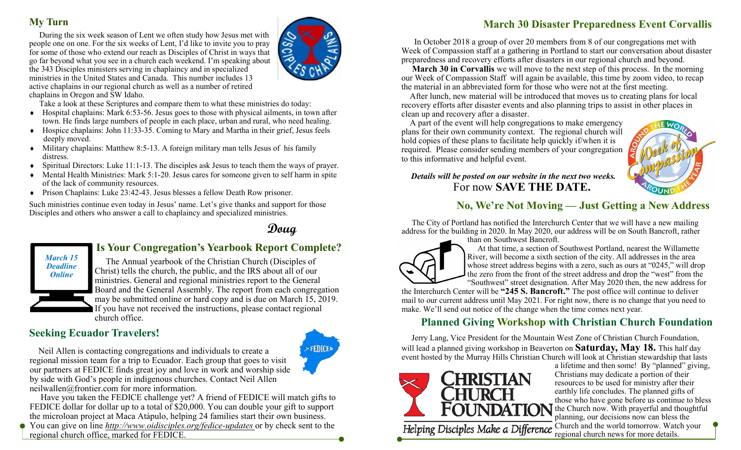## My Turn

During the six week season of Lent we often study how Jesus met with people one on one. For the six weeks of Lent, I'd like to invite you to pray for some of those who extend our reach as Disciples of Christ in ways that go far beyond what you see in a church each weekend. I'm speaking about the 343 Disciples ministers serving in chaplaincy and in specialized ministries in the United States and Canada. This number includes 13 active chaplains in our regional church as well as a number of retired chaplains in Oregon and SW Idaho.

Take a look at these Scriptures and compare them to what these ministries do today:

- Hospital chaplains: Mark 6:53-56. Jesus goes to those with physical ailments, in town after town. He finds large numbers of people in each place, urban and rural, who need healing.
- Hospice chaplains: John 11:33-35. Coming to Mary and Martha in their grief, Jesus feels deeply moved.
- Military chaplains: Matthew 8:5-13. A foreign military man tells Jesus of his family distress.
- Spiritual Directors: Luke 11:1-13. The disciples ask Jesus to teach them the ways of prayer.
- Mental Health Ministries: Mark 5:1-20. Jesus cares for someone given to self harm in spite of the lack of community resources.
- Prison Chaplains: Luke 23:42-43. Jesus blesses a fellow Death Row prisoner.

Such ministries continue even today in Jesus' name. Let's give thanks and support for those Disciples and others who answer a call to chaplaincy and specialized ministries.

*Doug*

## Is Your Congregation's Yearbook Report Complete?

*March 15 Deadline Online*

The Annual yearbook of the Christian Church (Disciples of Christ) tells the church, the public, and the IRS about all of our ministries. General and regional ministries report to the General Board and the General Assembly. The report from each congregation may be submitted online or hard copy and is due on March 15, 2019. If you have not received the instructions, please contact regional church office.

## Seeking Ecuador Travelers!

Neil Allen is contacting congregations and individuals to create a regional mission team for a trip to Ecuador. Each group that goes to visit our partners at FEDICE finds great joy and love in work and worship side by side with God's people in indigenous churches. Contact Neil Allen neilwallen@frontier.com for more information.

Have you taken the FEDICE challenge yet? A friend of FEDICE will match gifts to FEDICE dollar for dollar up to a total of $20,000. You can double your gift to support the microloan project at Maca Atápulo, helping 24 families start their own business. You can give on line *http://www.oidisciples.org/fedice-updates* or by check sent to the regional church office, marked for FEDICE.

## March 30 Disaster Preparedness Event Corvallis

In October 2018 a group of over 20 members from 8 of our congregations met with Week of Compassion staff at a gathering in Portland to start our conversation about disaster preparedness and recovery efforts after disasters in our regional church and beyond.

**March 30 in Corvallis** we will move to the next step of this process. In the morning our Week of Compassion Staff will again be available, this time by zoom video, to recap the material in an abbreviated form for those who were not at the first meeting.

After lunch, new material will be introduced that moves us to creating plans for local recovery efforts after disaster events and also planning trips to assist in other places in clean up and recovery after a disaster.

A part of the event will help congregations to make emergency plans for their own community context. The regional church will hold copies of these plans to facilitate help quickly if/when it is required. Please consider sending members of your congregation to this informative and helpful event.

***Details will be posted on our website in the next two weeks.***
For now **SAVE THE DATE.**

## No, We're Not Moving — Just Getting a New Address

The City of Portland has notified the Interchurch Center that we will have a new mailing address for the building in 2020. In May 2020, our address will be on South Bancroft, rather than on Southwest Bancroft.

At that time, a section of Southwest Portland, nearest the Willamette River, will become a sixth section of the city. All addresses in the area whose street address begins with a zero, such as ours at "0245," will drop the zero from the front of the street address and drop the "west" from the "Southwest" street designation. After May 2020 then, the new address for the Interchurch Center will be **"245 S. Bancroft."** The post office will continue to deliver mail to our current address until May 2021. For right now, there is no change that you need to make. We'll send out notice of the change when the time comes next year.

## Planned Giving Workshop with Christian Church Foundation

Jerry Lang, Vice President for the Mountain West Zone of Christian Church Foundation, will lead a planned giving workshop in Beaverton on **Saturday, May 18.** This half day event hosted by the Murray Hills Christian Church will look at Christian stewardship that lasts a lifetime and then some! By "planned" giving, Christians may dedicate a portion of their resources to be used for ministry after their earthly life concludes. The planned gifts of those who have gone before us continue to bless the Church now. With prayerful and thoughtful planning, our decisions now can bless the Church and the world tomorrow. Watch your regional church news for more details.

CHRISTIAN CHURCH FOUNDATION
*Helping Disciples Make a Difference*